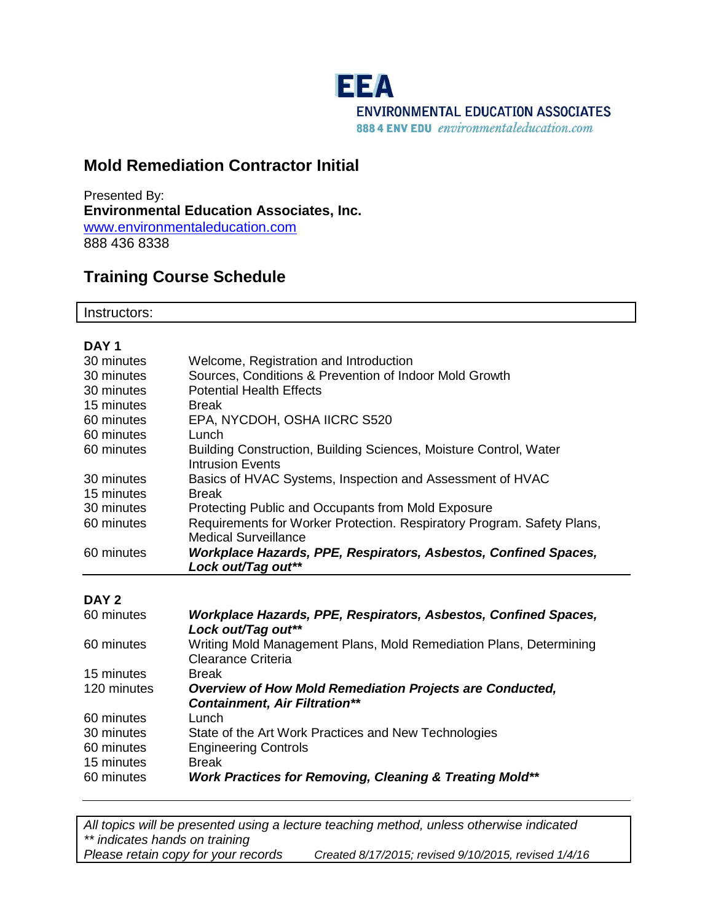**EEA**
**ENVIRONMENTAL EDUCATION ASSOCIATES**
888 4 ENV EDU *environmentaleducation.com*

## Mold Remediation Contractor Initial

Presented By:
**Environmental Education Associates, Inc.**
[www.environmentaleducation.com](http://www.environmentaleducation.com)
888 436 8338

## Training Course Schedule

Instructors:

### DAY 1

| | |
|---|---|
| 30 minutes | Welcome, Registration and Introduction |
| 30 minutes | Sources, Conditions & Prevention of Indoor Mold Growth |
| 30 minutes | Potential Health Effects |
| 15 minutes | Break |
| 60 minutes | EPA, NYCDOH, OSHA IICRC S520 |
| 60 minutes | Lunch |
| 60 minutes | Building Construction, Building Sciences, Moisture Control, Water Intrusion Events |
| 30 minutes | Basics of HVAC Systems, Inspection and Assessment of HVAC |
| 15 minutes | Break |
| 30 minutes | Protecting Public and Occupants from Mold Exposure |
| 60 minutes | Requirements for Worker Protection. Respiratory Program. Safety Plans, Medical Surveillance |
| 60 minutes | ***Workplace Hazards, PPE, Respirators, Asbestos, Confined Spaces, Lock out/Tag out**** |

### DAY 2

| | |
|---|---|
| 60 minutes | ***Workplace Hazards, PPE, Respirators, Asbestos, Confined Spaces, Lock out/Tag out**** |
| 60 minutes | Writing Mold Management Plans, Mold Remediation Plans, Determining Clearance Criteria |
| 15 minutes | Break |
| 120 minutes | ***Overview of How Mold Remediation Projects are Conducted, Containment, Air Filtration**** |
| 60 minutes | Lunch |
| 30 minutes | State of the Art Work Practices and New Technologies |
| 60 minutes | Engineering Controls |
| 15 minutes | Break |
| 60 minutes | ***Work Practices for Removing, Cleaning & Treating Mold**** |

*All topics will be presented using a lecture teaching method, unless otherwise indicated*
*** indicates hands on training*
*Please retain copy for your records* *Created 8/17/2015; revised 9/10/2015, revised 1/4/16*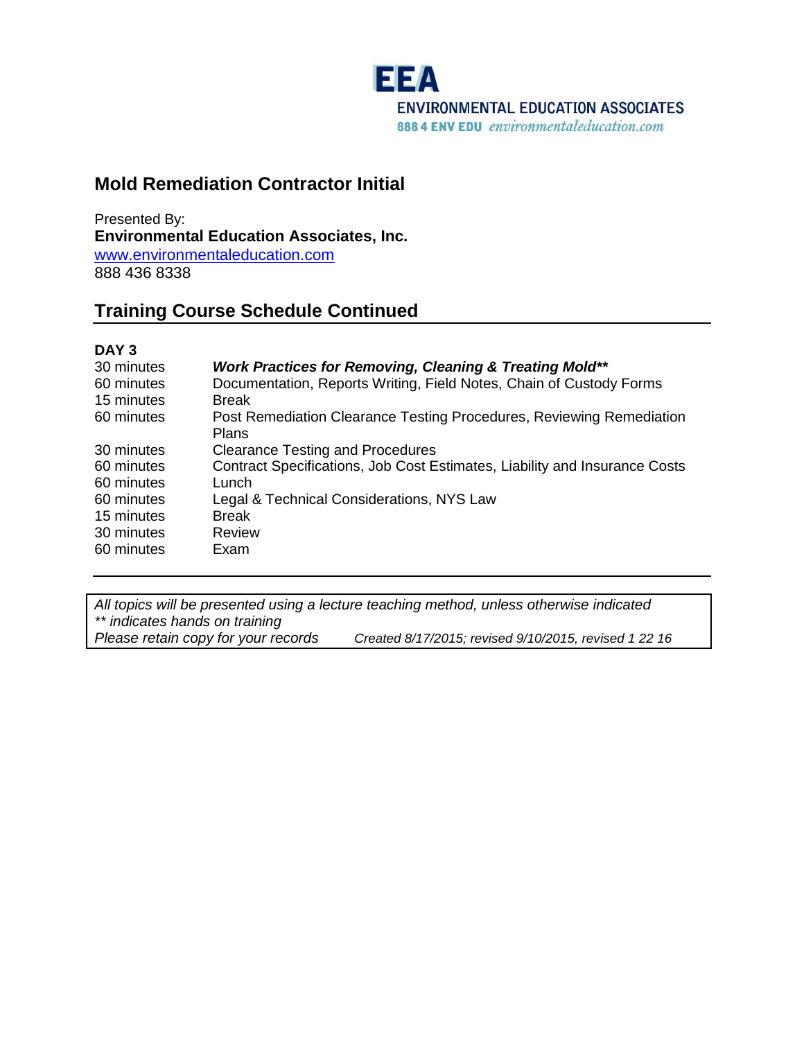EEA
ENVIRONMENTAL EDUCATION ASSOCIATES
888 4 ENV EDU *environmentaleducation.com*

## Mold Remediation Contractor Initial

Presented By:
**Environmental Education Associates, Inc.**
[www.environmentaleducation.com](http://www.environmentaleducation.com)
888 436 8338

## Training Course Schedule Continued

**DAY 3**

| | |
|---|---|
| 30 minutes | ***Work Practices for Removing, Cleaning & Treating Mold*** ** |
| 60 minutes | Documentation, Reports Writing, Field Notes, Chain of Custody Forms |
| 15 minutes | Break |
| 60 minutes | Post Remediation Clearance Testing Procedures, Reviewing Remediation Plans |
| 30 minutes | Clearance Testing and Procedures |
| 60 minutes | Contract Specifications, Job Cost Estimates, Liability and Insurance Costs |
| 60 minutes | Lunch |
| 60 minutes | Legal & Technical Considerations, NYS Law |
| 15 minutes | Break |
| 30 minutes | Review |
| 60 minutes | Exam |

*All topics will be presented using a lecture teaching method, unless otherwise indicated*
*** indicates hands on training*
*Please retain copy for your records* *Created 8/17/2015; revised 9/10/2015, revised 1 22 16*